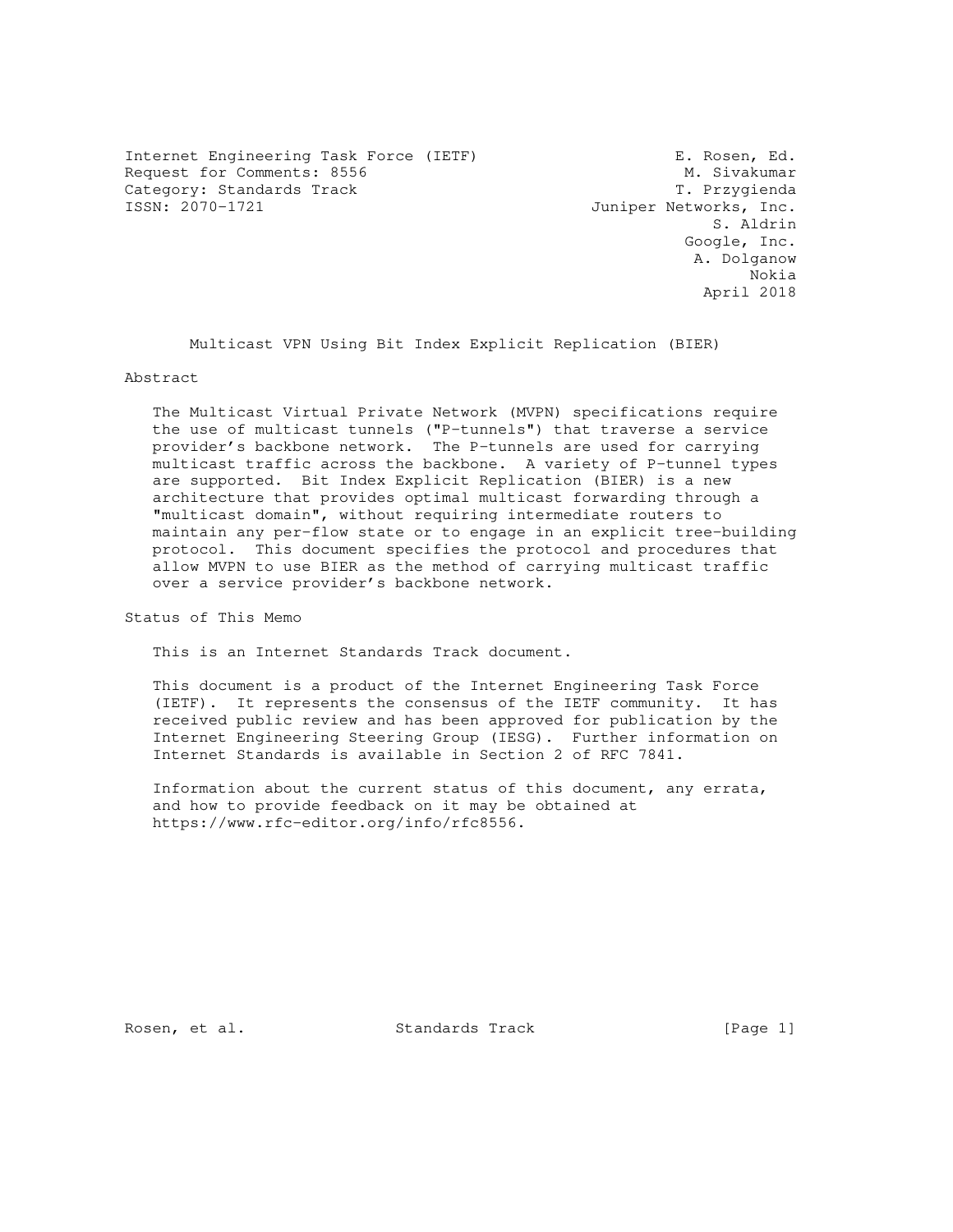Internet Engineering Task Force (IETF)  
Request for Comments: 8556  
Category: Standards Track  
ISSN: 2070-1721

E. Rosen, Ed.  
M. Sivakumar  
T. Przygienda  
Juniper Networks, Inc.  
S. Aldrin  
Google, Inc.  
A. Dolganow  
Nokia  
April 2018

# Multicast VPN Using Bit Index Explicit Replication (BIER)

## Abstract

The Multicast Virtual Private Network (MVPN) specifications require the use of multicast tunnels ("P-tunnels") that traverse a service provider's backbone network. The P-tunnels are used for carrying multicast traffic across the backbone. A variety of P-tunnel types are supported. Bit Index Explicit Replication (BIER) is a new architecture that provides optimal multicast forwarding through a "multicast domain", without requiring intermediate routers to maintain any per-flow state or to engage in an explicit tree-building protocol. This document specifies the protocol and procedures that allow MVPN to use BIER as the method of carrying multicast traffic over a service provider's backbone network.

## Status of This Memo

This is an Internet Standards Track document.

This document is a product of the Internet Engineering Task Force (IETF). It represents the consensus of the IETF community. It has received public review and has been approved for publication by the Internet Engineering Steering Group (IESG). Further information on Internet Standards is available in Section 2 of RFC 7841.

Information about the current status of this document, any errata, and how to provide feedback on it may be obtained at https://www.rfc-editor.org/info/rfc8556.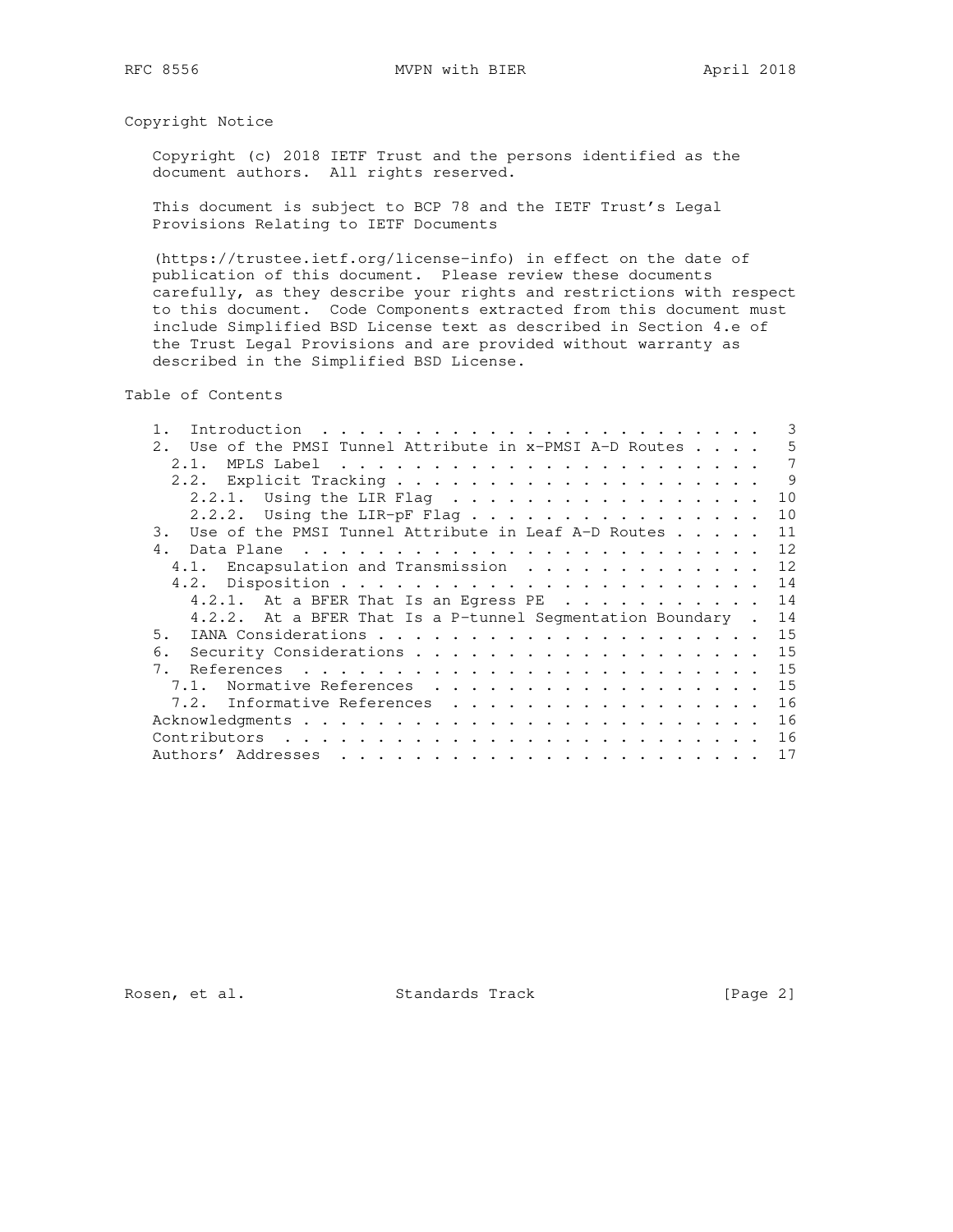## Copyright Notice

Copyright (c) 2018 IETF Trust and the persons identified as the document authors. All rights reserved.

This document is subject to BCP 78 and the IETF Trust's Legal Provisions Relating to IETF Documents

(https://trustee.ietf.org/license-info) in effect on the date of publication of this document. Please review these documents carefully, as they describe your rights and restrictions with respect to this document. Code Components extracted from this document must include Simplified BSD License text as described in Section 4.e of the Trust Legal Provisions and are provided without warranty as described in the Simplified BSD License.

## Table of Contents

```
   1.  Introduction . . . . . . . . . . . . . . . . . . . . . . . .   3
   2.  Use of the PMSI Tunnel Attribute in x-PMSI A-D Routes . . . .   5
     2.1.  MPLS Label . . . . . . . . . . . . . . . . . . . . . . .   7
     2.2.  Explicit Tracking . . . . . . . . . . . . . . . . . . . .   9
       2.2.1.  Using the LIR Flag . . . . . . . . . . . . . . . . .  10
       2.2.2.  Using the LIR-pF Flag . . . . . . . . . . . . . . . .  10
   3.  Use of the PMSI Tunnel Attribute in Leaf A-D Routes . . . . .  11
   4.  Data Plane . . . . . . . . . . . . . . . . . . . . . . . . .  12
     4.1.  Encapsulation and Transmission . . . . . . . . . . . . .  12
     4.2.  Disposition . . . . . . . . . . . . . . . . . . . . . . .  14
       4.2.1.  At a BFER That Is an Egress PE . . . . . . . . . . .  14
       4.2.2.  At a BFER That Is a P-tunnel Segmentation Boundary .  14
   5.  IANA Considerations . . . . . . . . . . . . . . . . . . . . .  15
   6.  Security Considerations . . . . . . . . . . . . . . . . . . .  15
   7.  References . . . . . . . . . . . . . . . . . . . . . . . . .  15
     7.1.  Normative References . . . . . . . . . . . . . . . . . .  15
     7.2.  Informative References . . . . . . . . . . . . . . . . .  16
   Acknowledgments . . . . . . . . . . . . . . . . . . . . . . . . .  16
   Contributors . . . . . . . . . . . . . . . . . . . . . . . . . .  16
   Authors' Addresses . . . . . . . . . . . . . . . . . . . . . . .  17
```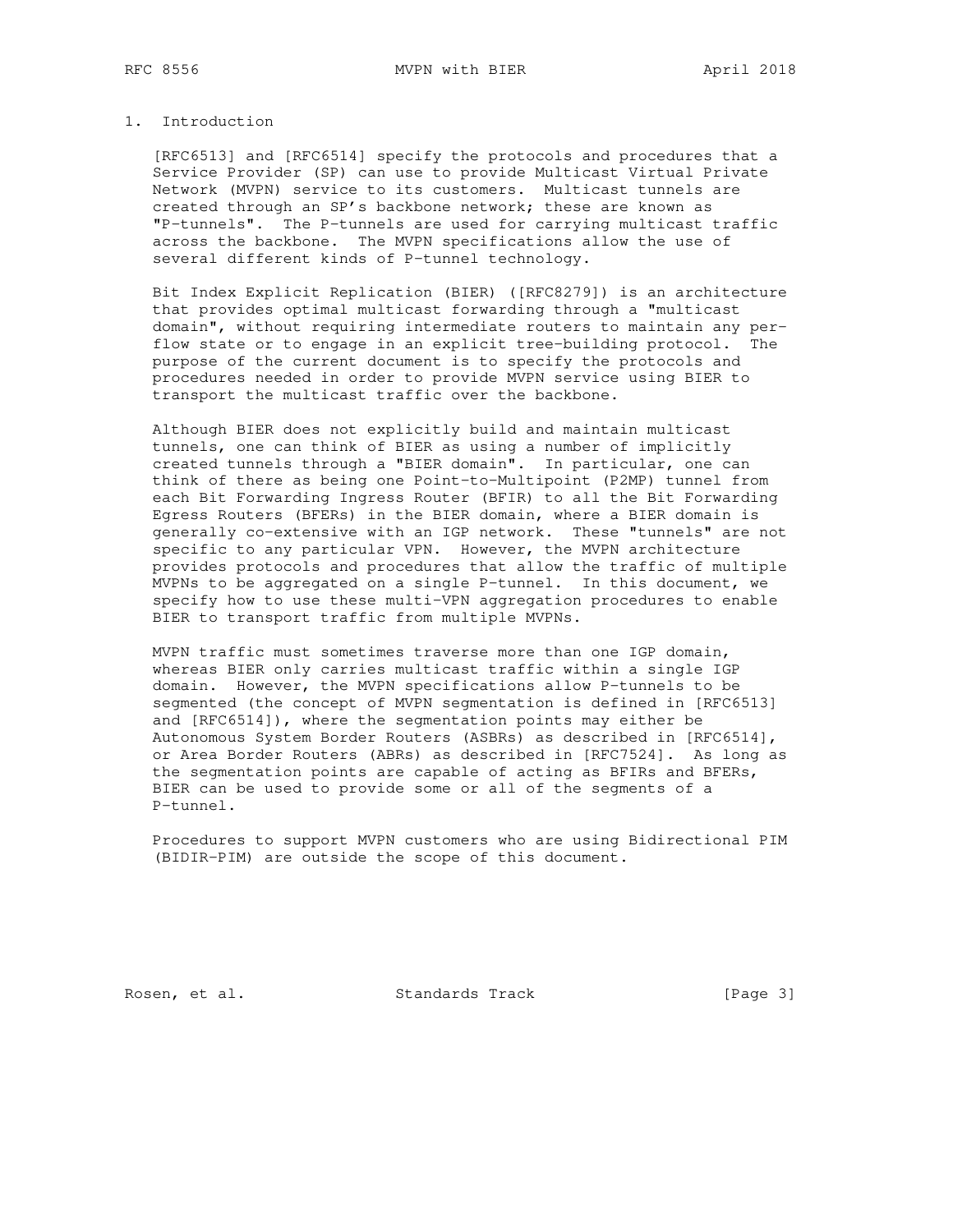# 1. Introduction

[RFC6513] and [RFC6514] specify the protocols and procedures that a Service Provider (SP) can use to provide Multicast Virtual Private Network (MVPN) service to its customers. Multicast tunnels are created through an SP's backbone network; these are known as "P-tunnels". The P-tunnels are used for carrying multicast traffic across the backbone. The MVPN specifications allow the use of several different kinds of P-tunnel technology.

Bit Index Explicit Replication (BIER) ([RFC8279]) is an architecture that provides optimal multicast forwarding through a "multicast domain", without requiring intermediate routers to maintain any per-flow state or to engage in an explicit tree-building protocol. The purpose of the current document is to specify the protocols and procedures needed in order to provide MVPN service using BIER to transport the multicast traffic over the backbone.

Although BIER does not explicitly build and maintain multicast tunnels, one can think of BIER as using a number of implicitly created tunnels through a "BIER domain". In particular, one can think of there as being one Point-to-Multipoint (P2MP) tunnel from each Bit Forwarding Ingress Router (BFIR) to all the Bit Forwarding Egress Routers (BFERs) in the BIER domain, where a BIER domain is generally co-extensive with an IGP network. These "tunnels" are not specific to any particular VPN. However, the MVPN architecture provides protocols and procedures that allow the traffic of multiple MVPNs to be aggregated on a single P-tunnel. In this document, we specify how to use these multi-VPN aggregation procedures to enable BIER to transport traffic from multiple MVPNs.

MVPN traffic must sometimes traverse more than one IGP domain, whereas BIER only carries multicast traffic within a single IGP domain. However, the MVPN specifications allow P-tunnels to be segmented (the concept of MVPN segmentation is defined in [RFC6513] and [RFC6514]), where the segmentation points may either be Autonomous System Border Routers (ASBRs) as described in [RFC6514], or Area Border Routers (ABRs) as described in [RFC7524]. As long as the segmentation points are capable of acting as BFIRs and BFERs, BIER can be used to provide some or all of the segments of a P-tunnel.

Procedures to support MVPN customers who are using Bidirectional PIM (BIDIR-PIM) are outside the scope of this document.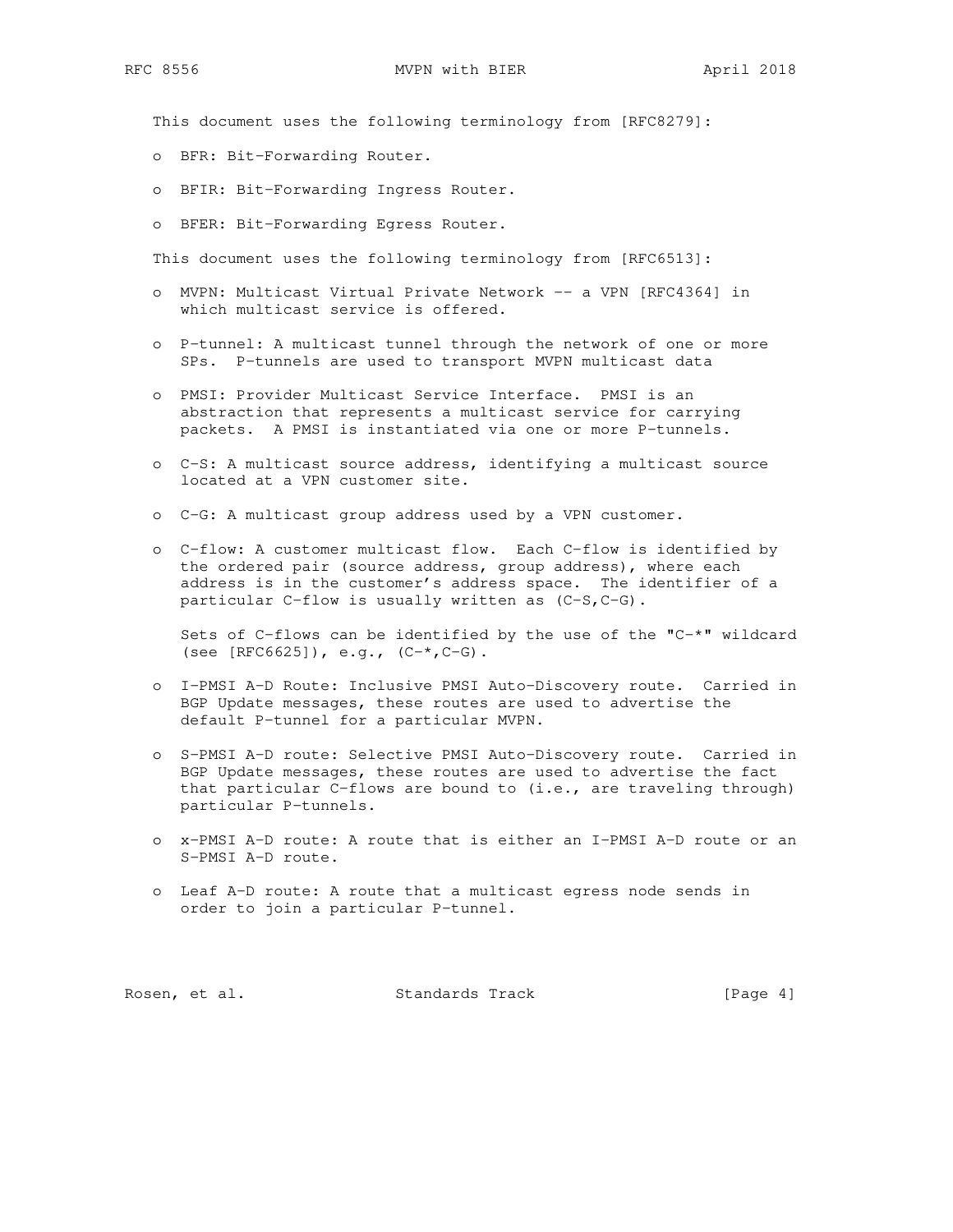This document uses the following terminology from [RFC8279]:

- BFR: Bit-Forwarding Router.
- BFIR: Bit-Forwarding Ingress Router.
- BFER: Bit-Forwarding Egress Router.

This document uses the following terminology from [RFC6513]:

- MVPN: Multicast Virtual Private Network -- a VPN [RFC4364] in which multicast service is offered.
- P-tunnel: A multicast tunnel through the network of one or more SPs. P-tunnels are used to transport MVPN multicast data
- PMSI: Provider Multicast Service Interface. PMSI is an abstraction that represents a multicast service for carrying packets. A PMSI is instantiated via one or more P-tunnels.
- C-S: A multicast source address, identifying a multicast source located at a VPN customer site.
- C-G: A multicast group address used by a VPN customer.
- C-flow: A customer multicast flow. Each C-flow is identified by the ordered pair (source address, group address), where each address is in the customer's address space. The identifier of a particular C-flow is usually written as (C-S,C-G).

  Sets of C-flows can be identified by the use of the "C-*" wildcard (see [RFC6625]), e.g., (C-*,C-G).
- I-PMSI A-D Route: Inclusive PMSI Auto-Discovery route. Carried in BGP Update messages, these routes are used to advertise the default P-tunnel for a particular MVPN.
- S-PMSI A-D route: Selective PMSI Auto-Discovery route. Carried in BGP Update messages, these routes are used to advertise the fact that particular C-flows are bound to (i.e., are traveling through) particular P-tunnels.
- x-PMSI A-D route: A route that is either an I-PMSI A-D route or an S-PMSI A-D route.
- Leaf A-D route: A route that a multicast egress node sends in order to join a particular P-tunnel.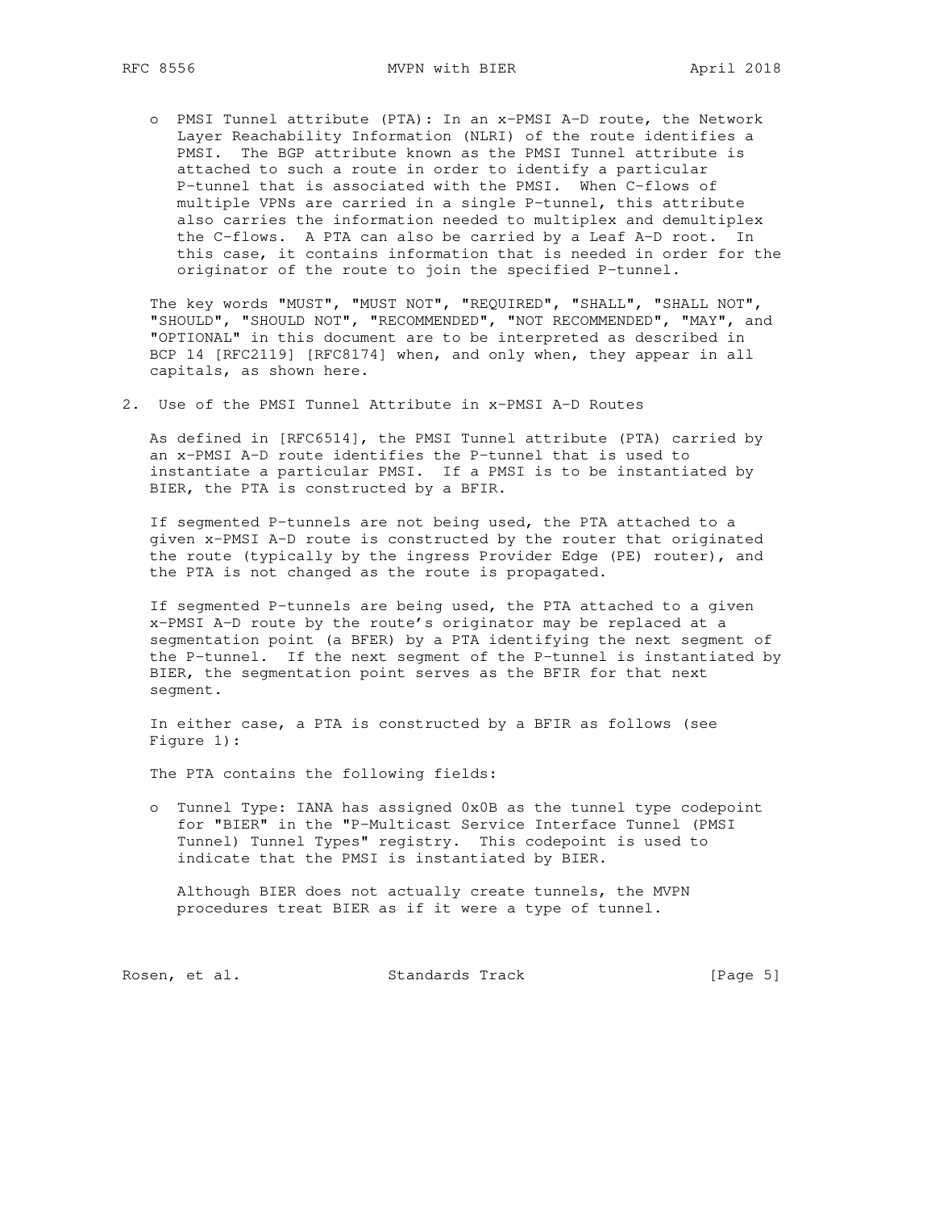- PMSI Tunnel attribute (PTA): In an x-PMSI A-D route, the Network Layer Reachability Information (NLRI) of the route identifies a PMSI. The BGP attribute known as the PMSI Tunnel attribute is attached to such a route in order to identify a particular P-tunnel that is associated with the PMSI. When C-flows of multiple VPNs are carried in a single P-tunnel, this attribute also carries the information needed to multiplex and demultiplex the C-flows. A PTA can also be carried by a Leaf A-D root. In this case, it contains information that is needed in order for the originator of the route to join the specified P-tunnel.

The key words "MUST", "MUST NOT", "REQUIRED", "SHALL", "SHALL NOT", "SHOULD", "SHOULD NOT", "RECOMMENDED", "NOT RECOMMENDED", "MAY", and "OPTIONAL" in this document are to be interpreted as described in BCP 14 [RFC2119] [RFC8174] when, and only when, they appear in all capitals, as shown here.

## 2. Use of the PMSI Tunnel Attribute in x-PMSI A-D Routes

As defined in [RFC6514], the PMSI Tunnel attribute (PTA) carried by an x-PMSI A-D route identifies the P-tunnel that is used to instantiate a particular PMSI. If a PMSI is to be instantiated by BIER, the PTA is constructed by a BFIR.

If segmented P-tunnels are not being used, the PTA attached to a given x-PMSI A-D route is constructed by the router that originated the route (typically by the ingress Provider Edge (PE) router), and the PTA is not changed as the route is propagated.

If segmented P-tunnels are being used, the PTA attached to a given x-PMSI A-D route by the route's originator may be replaced at a segmentation point (a BFER) by a PTA identifying the next segment of the P-tunnel. If the next segment of the P-tunnel is instantiated by BIER, the segmentation point serves as the BFIR for that next segment.

In either case, a PTA is constructed by a BFIR as follows (see Figure 1):

The PTA contains the following fields:

- Tunnel Type: IANA has assigned 0x0B as the tunnel type codepoint for "BIER" in the "P-Multicast Service Interface Tunnel (PMSI Tunnel) Tunnel Types" registry. This codepoint is used to indicate that the PMSI is instantiated by BIER.

  Although BIER does not actually create tunnels, the MVPN procedures treat BIER as if it were a type of tunnel.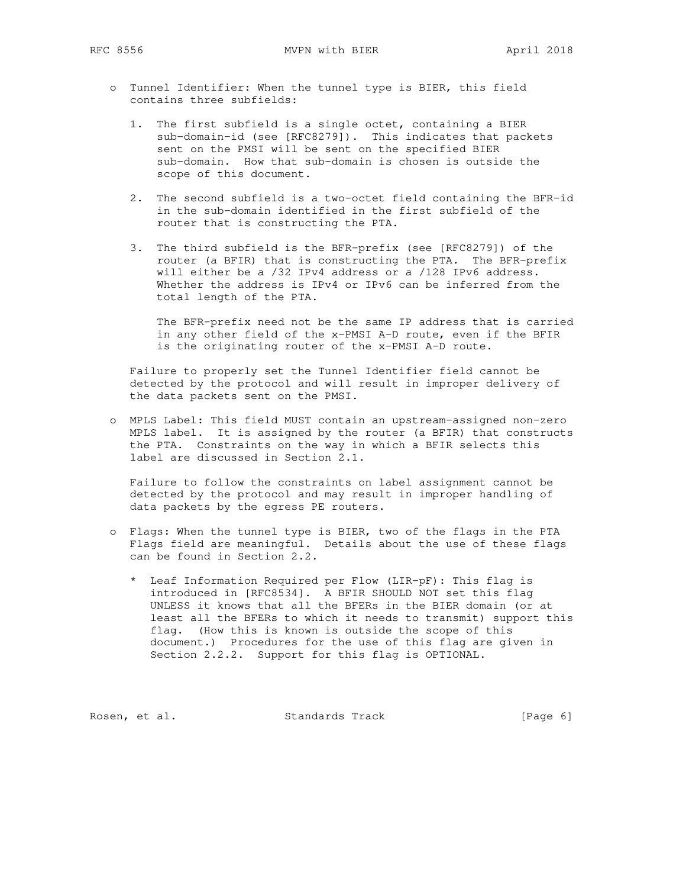- Tunnel Identifier: When the tunnel type is BIER, this field contains three subfields:

  1. The first subfield is a single octet, containing a BIER sub-domain-id (see [RFC8279]). This indicates that packets sent on the PMSI will be sent on the specified BIER sub-domain. How that sub-domain is chosen is outside the scope of this document.

  2. The second subfield is a two-octet field containing the BFR-id in the sub-domain identified in the first subfield of the router that is constructing the PTA.

  3. The third subfield is the BFR-prefix (see [RFC8279]) of the router (a BFIR) that is constructing the PTA. The BFR-prefix will either be a /32 IPv4 address or a /128 IPv6 address. Whether the address is IPv4 or IPv6 can be inferred from the total length of the PTA.

     The BFR-prefix need not be the same IP address that is carried in any other field of the x-PMSI A-D route, even if the BFIR is the originating router of the x-PMSI A-D route.

  Failure to properly set the Tunnel Identifier field cannot be detected by the protocol and will result in improper delivery of the data packets sent on the PMSI.

- MPLS Label: This field MUST contain an upstream-assigned non-zero MPLS label. It is assigned by the router (a BFIR) that constructs the PTA. Constraints on the way in which a BFIR selects this label are discussed in Section 2.1.

  Failure to follow the constraints on label assignment cannot be detected by the protocol and may result in improper handling of data packets by the egress PE routers.

- Flags: When the tunnel type is BIER, two of the flags in the PTA Flags field are meaningful. Details about the use of these flags can be found in Section 2.2.

  * Leaf Information Required per Flow (LIR-pF): This flag is introduced in [RFC8534]. A BFIR SHOULD NOT set this flag UNLESS it knows that all the BFERs in the BIER domain (or at least all the BFERs to which it needs to transmit) support this flag. (How this is known is outside the scope of this document.) Procedures for the use of this flag are given in Section 2.2.2. Support for this flag is OPTIONAL.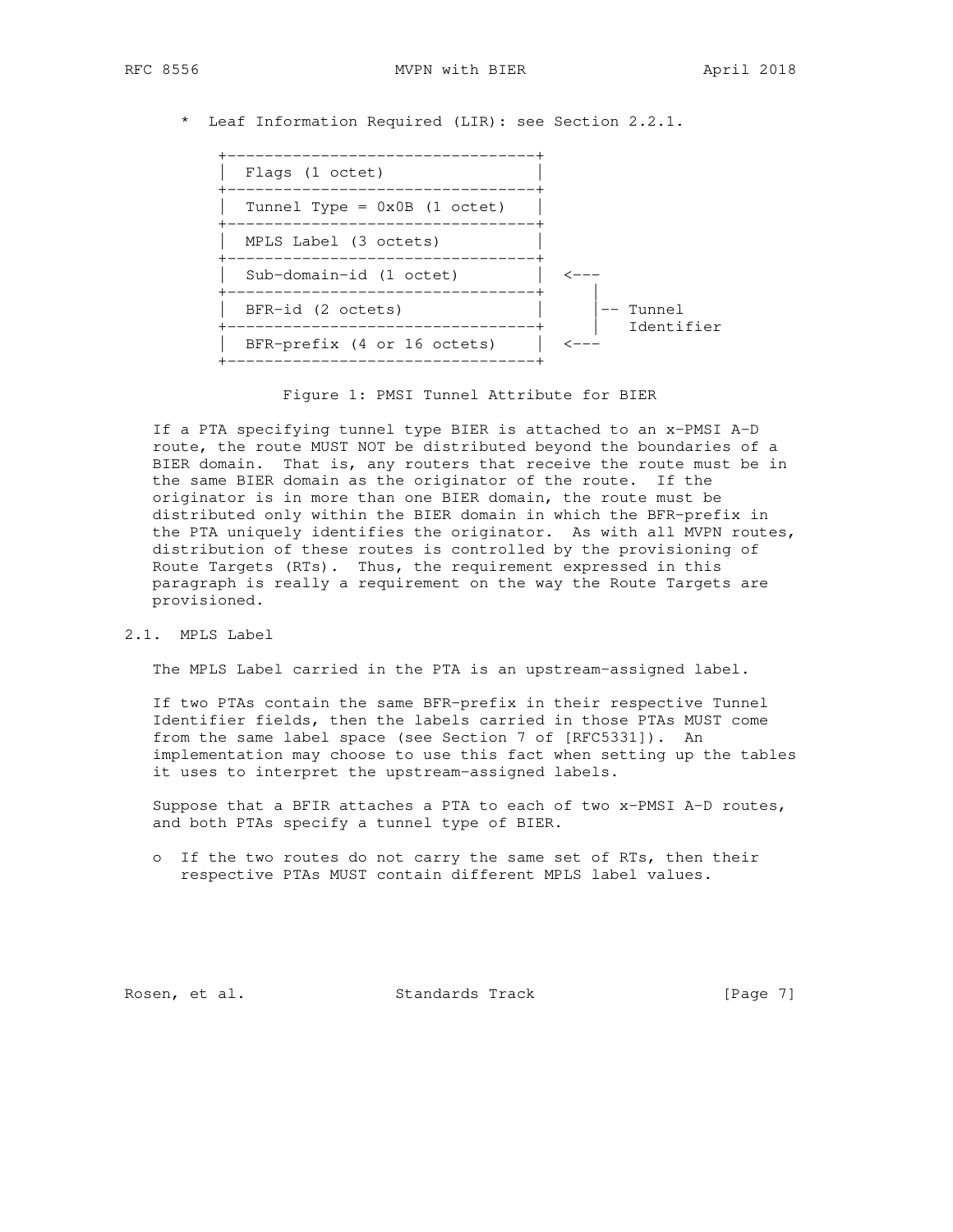* Leaf Information Required (LIR): see Section 2.2.1.

```
+---------------------------------+
| Flags (1 octet)                 |
+---------------------------------+
| Tunnel Type = 0x0B (1 octet)    |
+---------------------------------+
| MPLS Label (3 octets)           |
+---------------------------------+
| Sub-domain-id (1 octet)         |  <---
+---------------------------------+      |
| BFR-id (2 octets)               |      |-- Tunnel
+---------------------------------+      |   Identifier
| BFR-prefix (4 or 16 octets)     |  <---
+---------------------------------+
```

Figure 1: PMSI Tunnel Attribute for BIER

If a PTA specifying tunnel type BIER is attached to an x-PMSI A-D route, the route MUST NOT be distributed beyond the boundaries of a BIER domain. That is, any routers that receive the route must be in the same BIER domain as the originator of the route. If the originator is in more than one BIER domain, the route must be distributed only within the BIER domain in which the BFR-prefix in the PTA uniquely identifies the originator. As with all MVPN routes, distribution of these routes is controlled by the provisioning of Route Targets (RTs). Thus, the requirement expressed in this paragraph is really a requirement on the way the Route Targets are provisioned.

### 2.1. MPLS Label

The MPLS Label carried in the PTA is an upstream-assigned label.

If two PTAs contain the same BFR-prefix in their respective Tunnel Identifier fields, then the labels carried in those PTAs MUST come from the same label space (see Section 7 of [RFC5331]). An implementation may choose to use this fact when setting up the tables it uses to interpret the upstream-assigned labels.

Suppose that a BFIR attaches a PTA to each of two x-PMSI A-D routes, and both PTAs specify a tunnel type of BIER.

- If the two routes do not carry the same set of RTs, then their respective PTAs MUST contain different MPLS label values.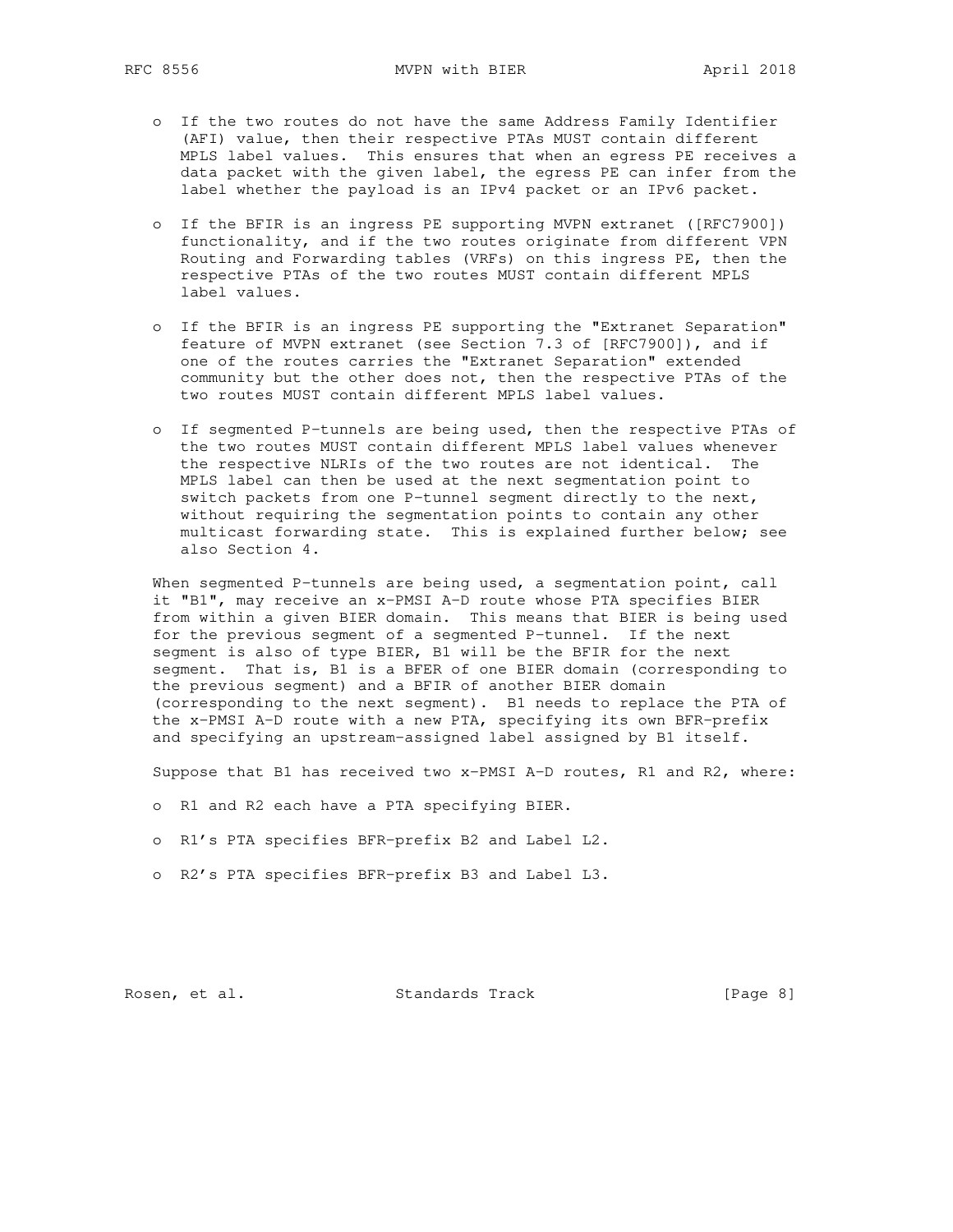- If the two routes do not have the same Address Family Identifier (AFI) value, then their respective PTAs MUST contain different MPLS label values. This ensures that when an egress PE receives a data packet with the given label, the egress PE can infer from the label whether the payload is an IPv4 packet or an IPv6 packet.

- If the BFIR is an ingress PE supporting MVPN extranet ([RFC7900]) functionality, and if the two routes originate from different VPN Routing and Forwarding tables (VRFs) on this ingress PE, then the respective PTAs of the two routes MUST contain different MPLS label values.

- If the BFIR is an ingress PE supporting the "Extranet Separation" feature of MVPN extranet (see Section 7.3 of [RFC7900]), and if one of the routes carries the "Extranet Separation" extended community but the other does not, then the respective PTAs of the two routes MUST contain different MPLS label values.

- If segmented P-tunnels are being used, then the respective PTAs of the two routes MUST contain different MPLS label values whenever the respective NLRIs of the two routes are not identical. The MPLS label can then be used at the next segmentation point to switch packets from one P-tunnel segment directly to the next, without requiring the segmentation points to contain any other multicast forwarding state. This is explained further below; see also Section 4.

When segmented P-tunnels are being used, a segmentation point, call it "B1", may receive an x-PMSI A-D route whose PTA specifies BIER from within a given BIER domain. This means that BIER is being used for the previous segment of a segmented P-tunnel. If the next segment is also of type BIER, B1 will be the BFIR for the next segment. That is, B1 is a BFER of one BIER domain (corresponding to the previous segment) and a BFIR of another BIER domain (corresponding to the next segment). B1 needs to replace the PTA of the x-PMSI A-D route with a new PTA, specifying its own BFR-prefix and specifying an upstream-assigned label assigned by B1 itself.

Suppose that B1 has received two x-PMSI A-D routes, R1 and R2, where:

- R1 and R2 each have a PTA specifying BIER.

- R1's PTA specifies BFR-prefix B2 and Label L2.

- R2's PTA specifies BFR-prefix B3 and Label L3.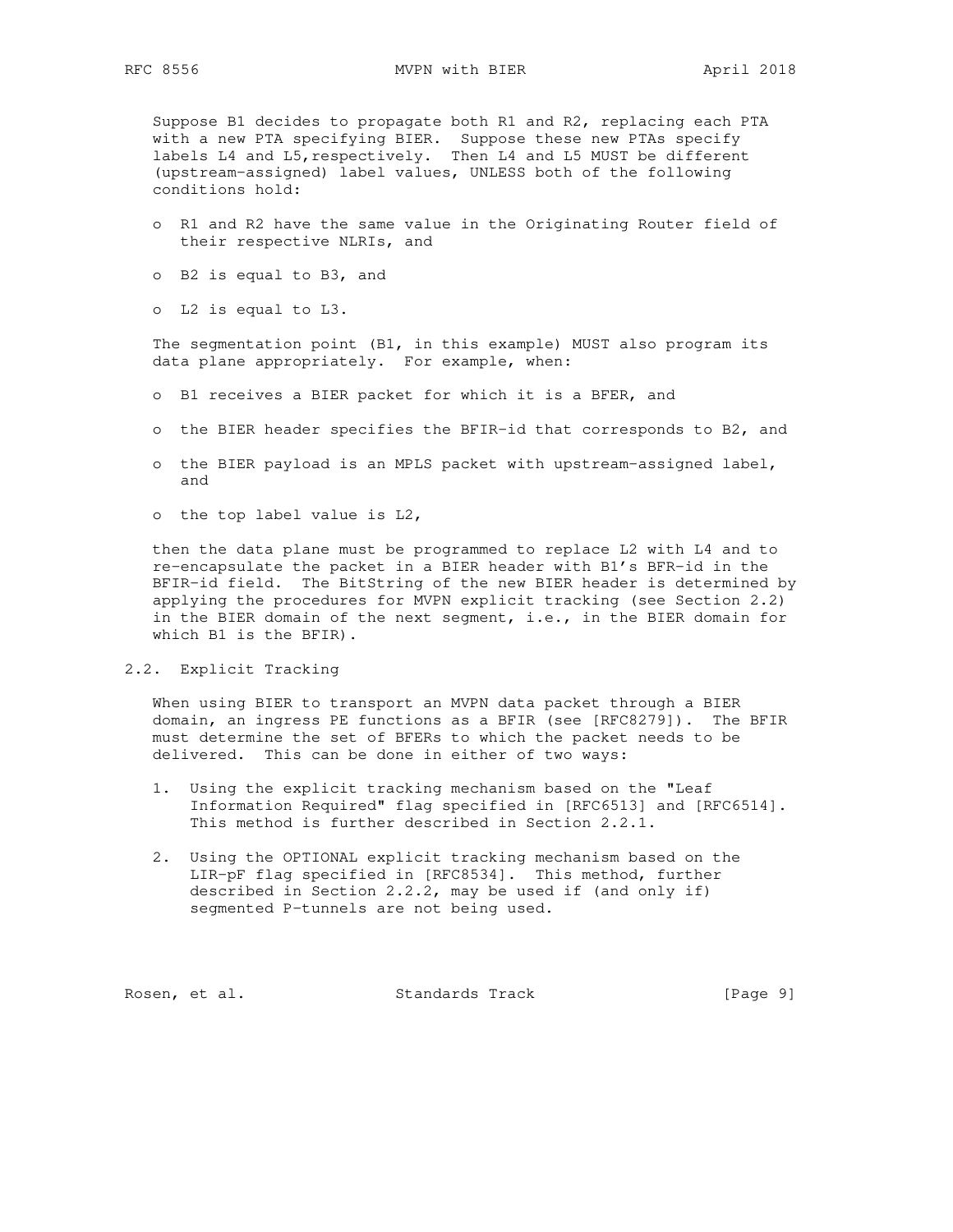Suppose B1 decides to propagate both R1 and R2, replacing each PTA with a new PTA specifying BIER. Suppose these new PTAs specify labels L4 and L5,respectively. Then L4 and L5 MUST be different (upstream-assigned) label values, UNLESS both of the following conditions hold:

- R1 and R2 have the same value in the Originating Router field of their respective NLRIs, and
- B2 is equal to B3, and
- L2 is equal to L3.

The segmentation point (B1, in this example) MUST also program its data plane appropriately. For example, when:

- B1 receives a BIER packet for which it is a BFER, and
- the BIER header specifies the BFIR-id that corresponds to B2, and
- the BIER payload is an MPLS packet with upstream-assigned label, and
- the top label value is L2,

then the data plane must be programmed to replace L2 with L4 and to re-encapsulate the packet in a BIER header with B1's BFR-id in the BFIR-id field. The BitString of the new BIER header is determined by applying the procedures for MVPN explicit tracking (see Section 2.2) in the BIER domain of the next segment, i.e., in the BIER domain for which B1 is the BFIR).

## 2.2. Explicit Tracking

When using BIER to transport an MVPN data packet through a BIER domain, an ingress PE functions as a BFIR (see [RFC8279]). The BFIR must determine the set of BFERs to which the packet needs to be delivered. This can be done in either of two ways:

1. Using the explicit tracking mechanism based on the "Leaf Information Required" flag specified in [RFC6513] and [RFC6514]. This method is further described in Section 2.2.1.

2. Using the OPTIONAL explicit tracking mechanism based on the LIR-pF flag specified in [RFC8534]. This method, further described in Section 2.2.2, may be used if (and only if) segmented P-tunnels are not being used.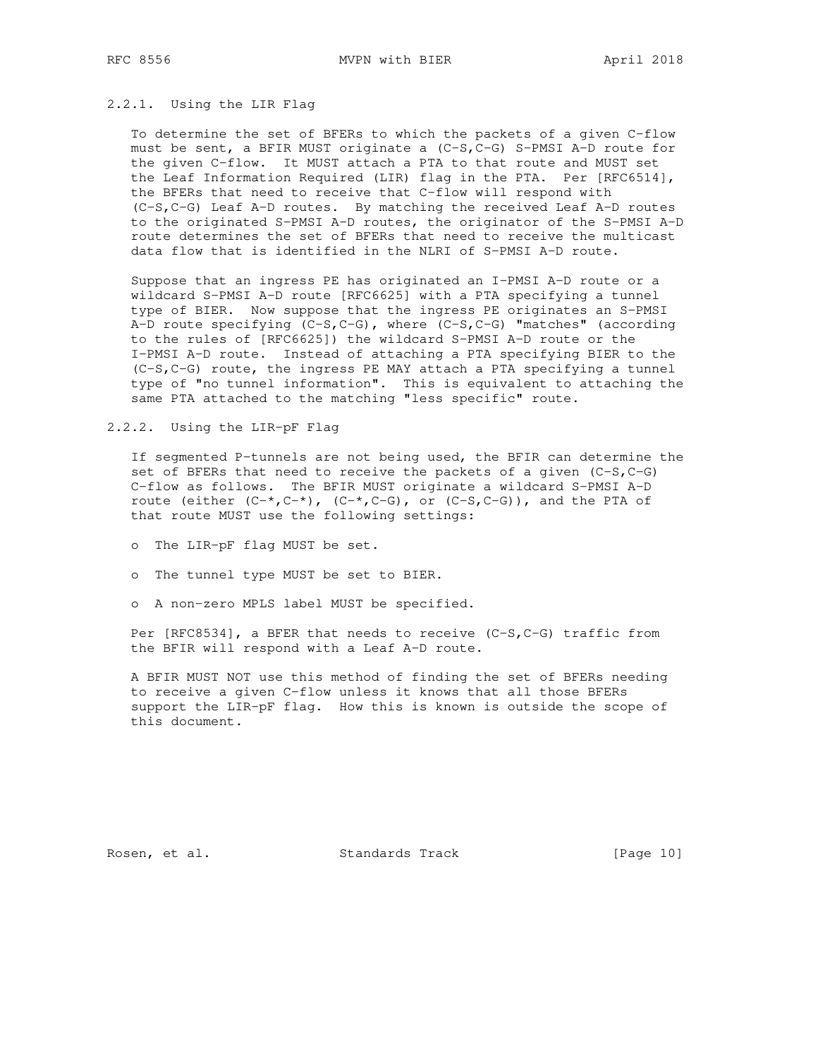### 2.2.1. Using the LIR Flag

To determine the set of BFERs to which the packets of a given C-flow must be sent, a BFIR MUST originate a (C-S,C-G) S-PMSI A-D route for the given C-flow. It MUST attach a PTA to that route and MUST set the Leaf Information Required (LIR) flag in the PTA. Per [RFC6514], the BFERs that need to receive that C-flow will respond with (C-S,C-G) Leaf A-D routes. By matching the received Leaf A-D routes to the originated S-PMSI A-D routes, the originator of the S-PMSI A-D route determines the set of BFERs that need to receive the multicast data flow that is identified in the NLRI of S-PMSI A-D route.

Suppose that an ingress PE has originated an I-PMSI A-D route or a wildcard S-PMSI A-D route [RFC6625] with a PTA specifying a tunnel type of BIER. Now suppose that the ingress PE originates an S-PMSI A-D route specifying (C-S,C-G), where (C-S,C-G) "matches" (according to the rules of [RFC6625]) the wildcard S-PMSI A-D route or the I-PMSI A-D route. Instead of attaching a PTA specifying BIER to the (C-S,C-G) route, the ingress PE MAY attach a PTA specifying a tunnel type of "no tunnel information". This is equivalent to attaching the same PTA attached to the matching "less specific" route.

### 2.2.2. Using the LIR-pF Flag

If segmented P-tunnels are not being used, the BFIR can determine the set of BFERs that need to receive the packets of a given (C-S,C-G) C-flow as follows. The BFIR MUST originate a wildcard S-PMSI A-D route (either (C-*,C-*), (C-*,C-G), or (C-S,C-G)), and the PTA of that route MUST use the following settings:

- The LIR-pF flag MUST be set.
- The tunnel type MUST be set to BIER.
- A non-zero MPLS label MUST be specified.

Per [RFC8534], a BFER that needs to receive (C-S,C-G) traffic from the BFIR will respond with a Leaf A-D route.

A BFIR MUST NOT use this method of finding the set of BFERs needing to receive a given C-flow unless it knows that all those BFERs support the LIR-pF flag. How this is known is outside the scope of this document.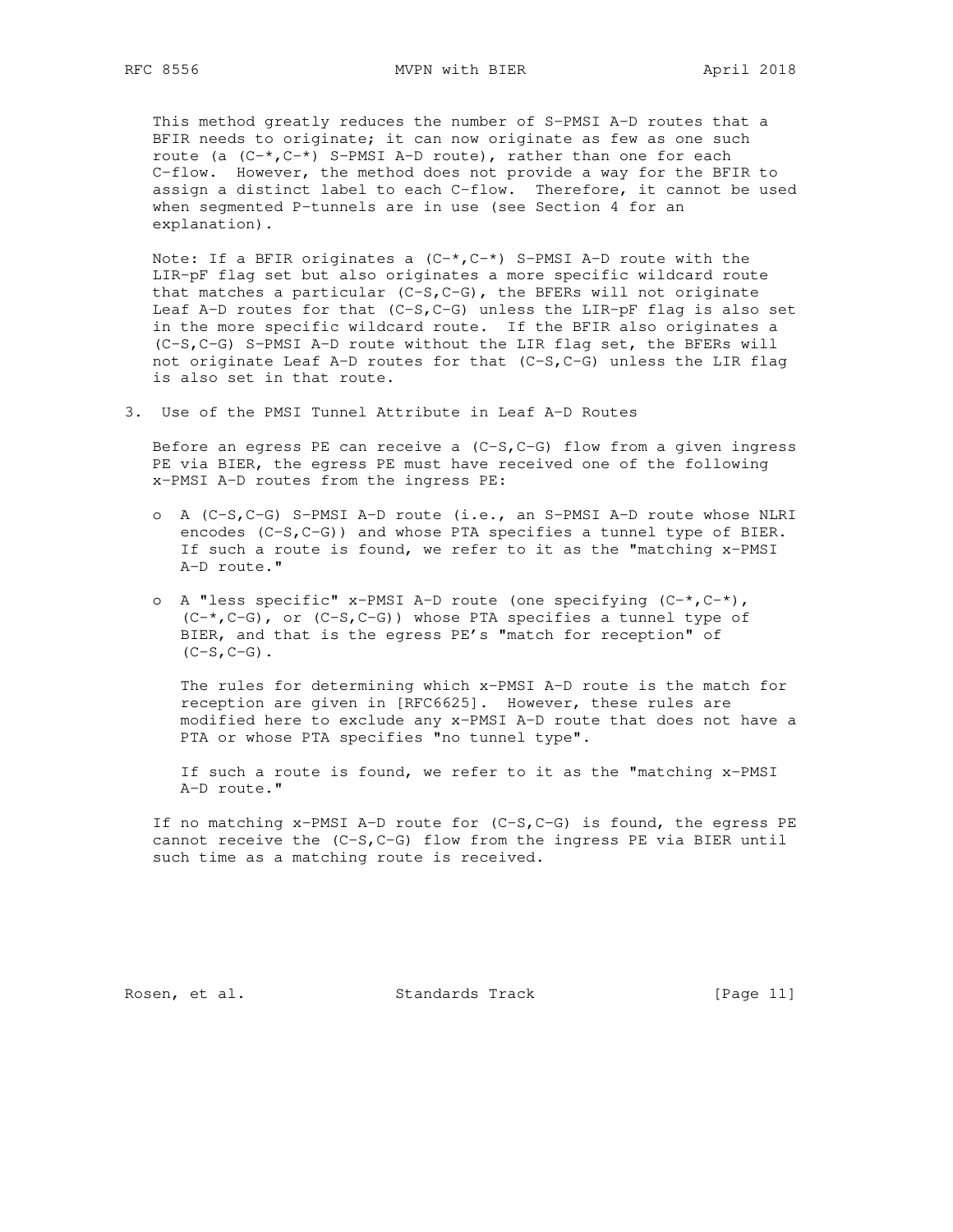This method greatly reduces the number of S-PMSI A-D routes that a BFIR needs to originate; it can now originate as few as one such route (a (C-*,C-*) S-PMSI A-D route), rather than one for each C-flow. However, the method does not provide a way for the BFIR to assign a distinct label to each C-flow. Therefore, it cannot be used when segmented P-tunnels are in use (see Section 4 for an explanation).

Note: If a BFIR originates a (C-*,C-*) S-PMSI A-D route with the LIR-pF flag set but also originates a more specific wildcard route that matches a particular (C-S,C-G), the BFERs will not originate Leaf A-D routes for that (C-S,C-G) unless the LIR-pF flag is also set in the more specific wildcard route. If the BFIR also originates a (C-S,C-G) S-PMSI A-D route without the LIR flag set, the BFERs will not originate Leaf A-D routes for that (C-S,C-G) unless the LIR flag is also set in that route.

## 3. Use of the PMSI Tunnel Attribute in Leaf A-D Routes

Before an egress PE can receive a (C-S,C-G) flow from a given ingress PE via BIER, the egress PE must have received one of the following x-PMSI A-D routes from the ingress PE:

- A (C-S,C-G) S-PMSI A-D route (i.e., an S-PMSI A-D route whose NLRI encodes (C-S,C-G)) and whose PTA specifies a tunnel type of BIER. If such a route is found, we refer to it as the "matching x-PMSI A-D route."

- A "less specific" x-PMSI A-D route (one specifying (C-*,C-*), (C-*,C-G), or (C-S,C-G)) whose PTA specifies a tunnel type of BIER, and that is the egress PE's "match for reception" of (C-S,C-G).

  The rules for determining which x-PMSI A-D route is the match for reception are given in [RFC6625]. However, these rules are modified here to exclude any x-PMSI A-D route that does not have a PTA or whose PTA specifies "no tunnel type".

  If such a route is found, we refer to it as the "matching x-PMSI A-D route."

If no matching x-PMSI A-D route for (C-S,C-G) is found, the egress PE cannot receive the (C-S,C-G) flow from the ingress PE via BIER until such time as a matching route is received.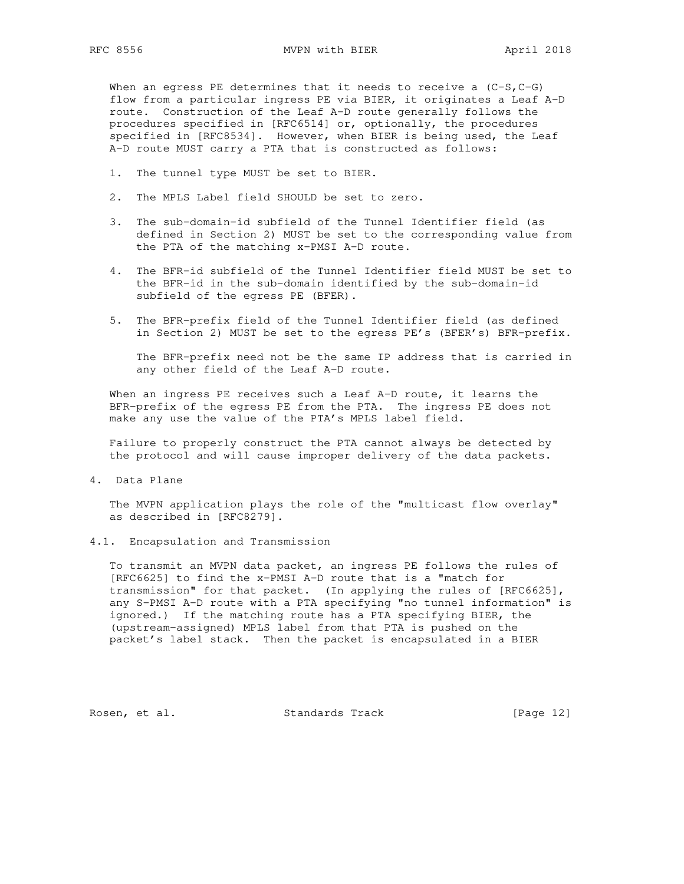When an egress PE determines that it needs to receive a (C-S,C-G) flow from a particular ingress PE via BIER, it originates a Leaf A-D route. Construction of the Leaf A-D route generally follows the procedures specified in [RFC6514] or, optionally, the procedures specified in [RFC8534]. However, when BIER is being used, the Leaf A-D route MUST carry a PTA that is constructed as follows:

1. The tunnel type MUST be set to BIER.

2. The MPLS Label field SHOULD be set to zero.

3. The sub-domain-id subfield of the Tunnel Identifier field (as defined in Section 2) MUST be set to the corresponding value from the PTA of the matching x-PMSI A-D route.

4. The BFR-id subfield of the Tunnel Identifier field MUST be set to the BFR-id in the sub-domain identified by the sub-domain-id subfield of the egress PE (BFER).

5. The BFR-prefix field of the Tunnel Identifier field (as defined in Section 2) MUST be set to the egress PE's (BFER's) BFR-prefix.

   The BFR-prefix need not be the same IP address that is carried in any other field of the Leaf A-D route.

When an ingress PE receives such a Leaf A-D route, it learns the BFR-prefix of the egress PE from the PTA. The ingress PE does not make any use the value of the PTA's MPLS label field.

Failure to properly construct the PTA cannot always be detected by the protocol and will cause improper delivery of the data packets.

# 4. Data Plane

The MVPN application plays the role of the "multicast flow overlay" as described in [RFC8279].

## 4.1. Encapsulation and Transmission

To transmit an MVPN data packet, an ingress PE follows the rules of [RFC6625] to find the x-PMSI A-D route that is a "match for transmission" for that packet. (In applying the rules of [RFC6625], any S-PMSI A-D route with a PTA specifying "no tunnel information" is ignored.) If the matching route has a PTA specifying BIER, the (upstream-assigned) MPLS label from that PTA is pushed on the packet's label stack. Then the packet is encapsulated in a BIER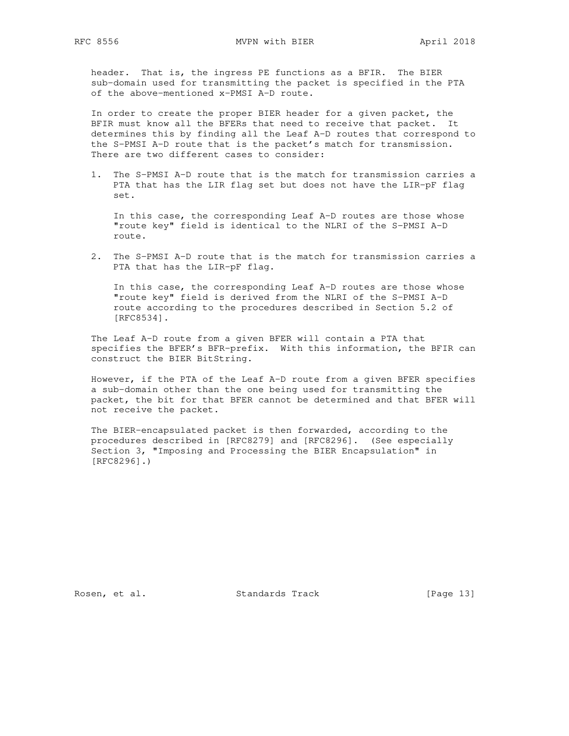header. That is, the ingress PE functions as a BFIR. The BIER sub-domain used for transmitting the packet is specified in the PTA of the above-mentioned x-PMSI A-D route.

In order to create the proper BIER header for a given packet, the BFIR must know all the BFERs that need to receive that packet. It determines this by finding all the Leaf A-D routes that correspond to the S-PMSI A-D route that is the packet's match for transmission. There are two different cases to consider:

1. The S-PMSI A-D route that is the match for transmission carries a PTA that has the LIR flag set but does not have the LIR-pF flag set.

   In this case, the corresponding Leaf A-D routes are those whose "route key" field is identical to the NLRI of the S-PMSI A-D route.

2. The S-PMSI A-D route that is the match for transmission carries a PTA that has the LIR-pF flag.

   In this case, the corresponding Leaf A-D routes are those whose "route key" field is derived from the NLRI of the S-PMSI A-D route according to the procedures described in Section 5.2 of [RFC8534].

The Leaf A-D route from a given BFER will contain a PTA that specifies the BFER's BFR-prefix. With this information, the BFIR can construct the BIER BitString.

However, if the PTA of the Leaf A-D route from a given BFER specifies a sub-domain other than the one being used for transmitting the packet, the bit for that BFER cannot be determined and that BFER will not receive the packet.

The BIER-encapsulated packet is then forwarded, according to the procedures described in [RFC8279] and [RFC8296]. (See especially Section 3, "Imposing and Processing the BIER Encapsulation" in [RFC8296].)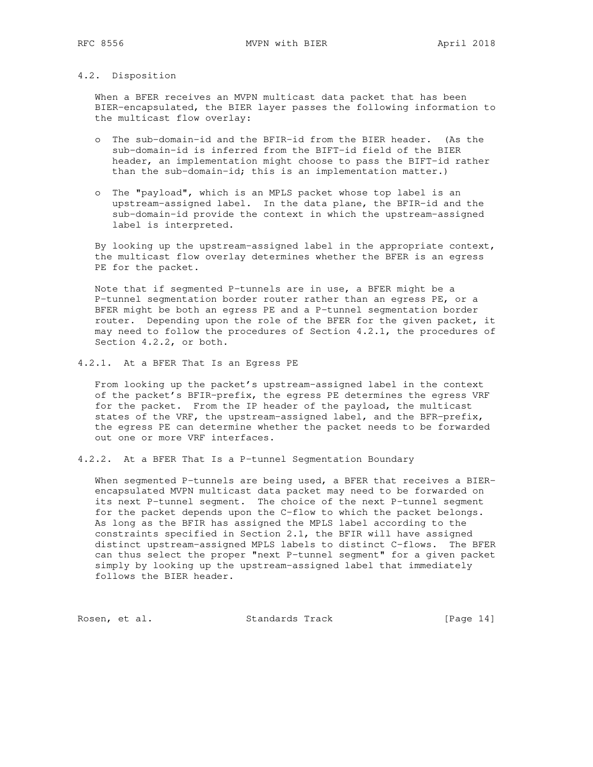### 4.2. Disposition

When a BFER receives an MVPN multicast data packet that has been BIER-encapsulated, the BIER layer passes the following information to the multicast flow overlay:

- The sub-domain-id and the BFIR-id from the BIER header. (As the sub-domain-id is inferred from the BIFT-id field of the BIER header, an implementation might choose to pass the BIFT-id rather than the sub-domain-id; this is an implementation matter.)

- The "payload", which is an MPLS packet whose top label is an upstream-assigned label. In the data plane, the BFIR-id and the sub-domain-id provide the context in which the upstream-assigned label is interpreted.

By looking up the upstream-assigned label in the appropriate context, the multicast flow overlay determines whether the BFER is an egress PE for the packet.

Note that if segmented P-tunnels are in use, a BFER might be a P-tunnel segmentation border router rather than an egress PE, or a BFER might be both an egress PE and a P-tunnel segmentation border router. Depending upon the role of the BFER for the given packet, it may need to follow the procedures of Section 4.2.1, the procedures of Section 4.2.2, or both.

#### 4.2.1. At a BFER That Is an Egress PE

From looking up the packet's upstream-assigned label in the context of the packet's BFIR-prefix, the egress PE determines the egress VRF for the packet. From the IP header of the payload, the multicast states of the VRF, the upstream-assigned label, and the BFR-prefix, the egress PE can determine whether the packet needs to be forwarded out one or more VRF interfaces.

#### 4.2.2. At a BFER That Is a P-tunnel Segmentation Boundary

When segmented P-tunnels are being used, a BFER that receives a BIER-encapsulated MVPN multicast data packet may need to be forwarded on its next P-tunnel segment. The choice of the next P-tunnel segment for the packet depends upon the C-flow to which the packet belongs. As long as the BFIR has assigned the MPLS label according to the constraints specified in Section 2.1, the BFIR will have assigned distinct upstream-assigned MPLS labels to distinct C-flows. The BFER can thus select the proper "next P-tunnel segment" for a given packet simply by looking up the upstream-assigned label that immediately follows the BIER header.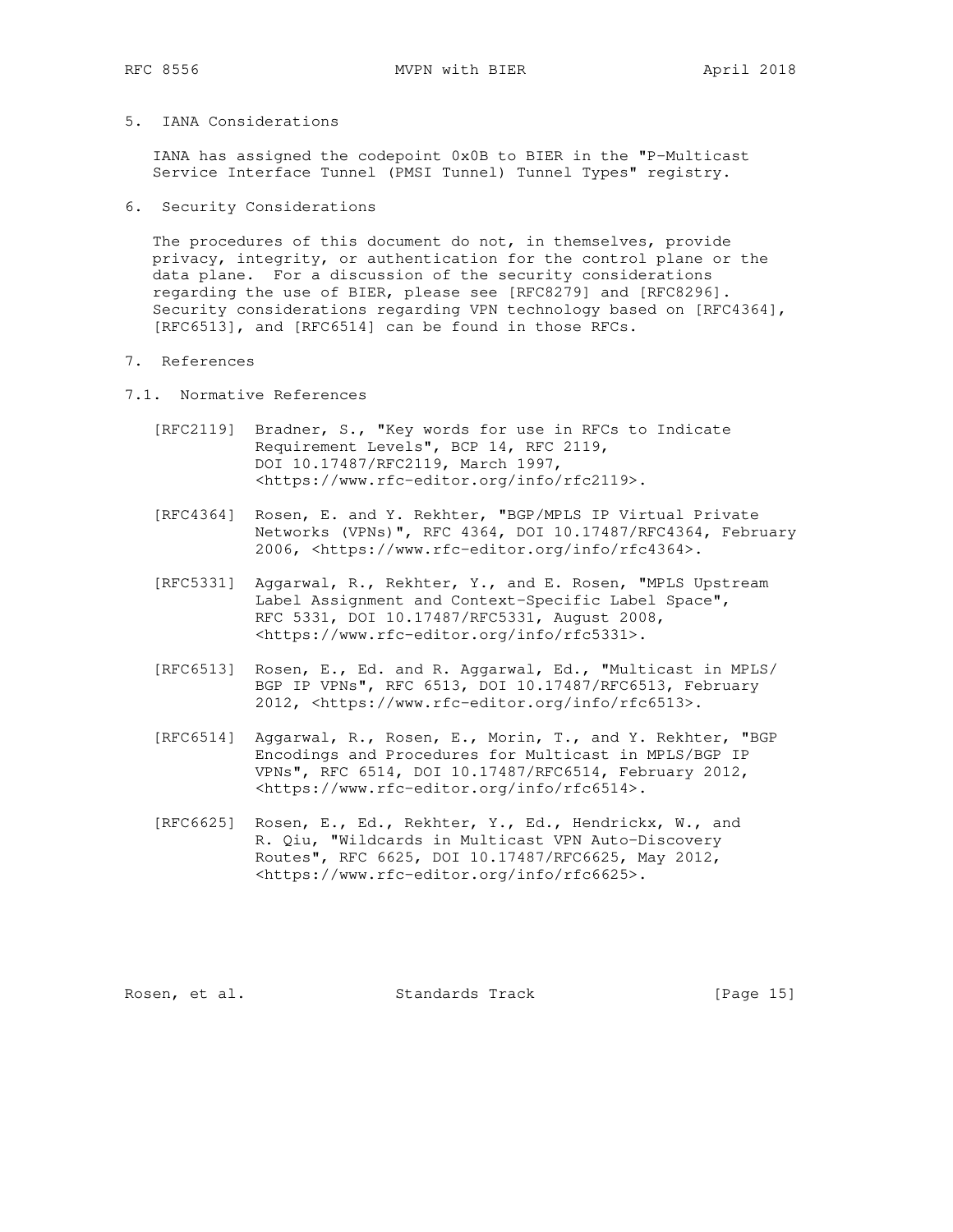## 5. IANA Considerations

IANA has assigned the codepoint 0x0B to BIER in the "P-Multicast Service Interface Tunnel (PMSI Tunnel) Tunnel Types" registry.

## 6. Security Considerations

The procedures of this document do not, in themselves, provide privacy, integrity, or authentication for the control plane or the data plane. For a discussion of the security considerations regarding the use of BIER, please see [RFC8279] and [RFC8296]. Security considerations regarding VPN technology based on [RFC4364], [RFC6513], and [RFC6514] can be found in those RFCs.

## 7. References

### 7.1. Normative References

[RFC2119] Bradner, S., "Key words for use in RFCs to Indicate Requirement Levels", BCP 14, RFC 2119, DOI 10.17487/RFC2119, March 1997, <https://www.rfc-editor.org/info/rfc2119>.

[RFC4364] Rosen, E. and Y. Rekhter, "BGP/MPLS IP Virtual Private Networks (VPNs)", RFC 4364, DOI 10.17487/RFC4364, February 2006, <https://www.rfc-editor.org/info/rfc4364>.

[RFC5331] Aggarwal, R., Rekhter, Y., and E. Rosen, "MPLS Upstream Label Assignment and Context-Specific Label Space", RFC 5331, DOI 10.17487/RFC5331, August 2008, <https://www.rfc-editor.org/info/rfc5331>.

[RFC6513] Rosen, E., Ed. and R. Aggarwal, Ed., "Multicast in MPLS/BGP IP VPNs", RFC 6513, DOI 10.17487/RFC6513, February 2012, <https://www.rfc-editor.org/info/rfc6513>.

[RFC6514] Aggarwal, R., Rosen, E., Morin, T., and Y. Rekhter, "BGP Encodings and Procedures for Multicast in MPLS/BGP IP VPNs", RFC 6514, DOI 10.17487/RFC6514, February 2012, <https://www.rfc-editor.org/info/rfc6514>.

[RFC6625] Rosen, E., Ed., Rekhter, Y., Ed., Hendrickx, W., and R. Qiu, "Wildcards in Multicast VPN Auto-Discovery Routes", RFC 6625, DOI 10.17487/RFC6625, May 2012, <https://www.rfc-editor.org/info/rfc6625>.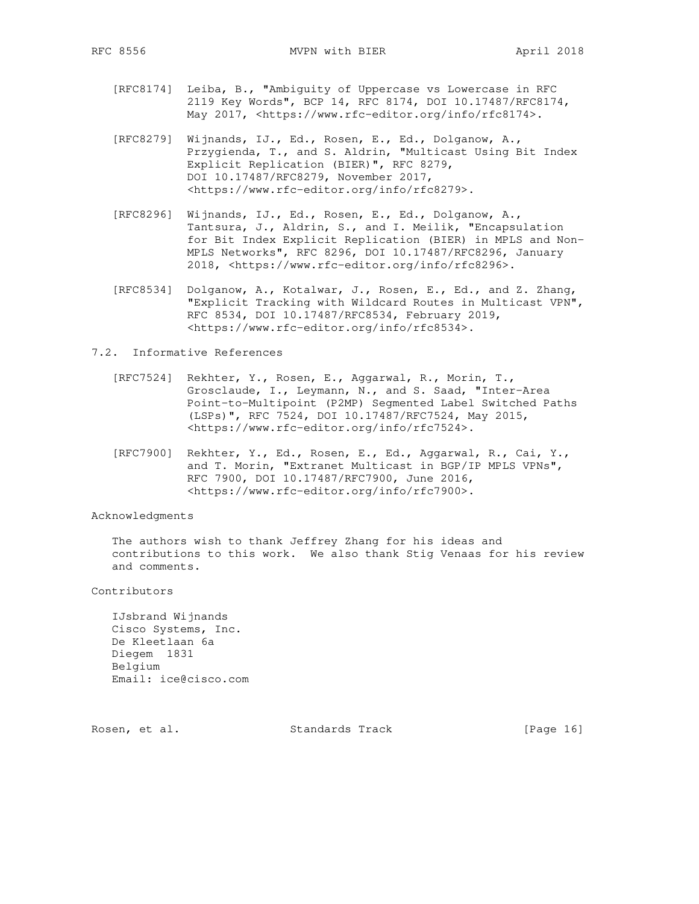[RFC8174] Leiba, B., "Ambiguity of Uppercase vs Lowercase in RFC 2119 Key Words", BCP 14, RFC 8174, DOI 10.17487/RFC8174, May 2017, <https://www.rfc-editor.org/info/rfc8174>.

[RFC8279] Wijnands, IJ., Ed., Rosen, E., Ed., Dolganow, A., Przygienda, T., and S. Aldrin, "Multicast Using Bit Index Explicit Replication (BIER)", RFC 8279, DOI 10.17487/RFC8279, November 2017, <https://www.rfc-editor.org/info/rfc8279>.

[RFC8296] Wijnands, IJ., Ed., Rosen, E., Ed., Dolganow, A., Tantsura, J., Aldrin, S., and I. Meilik, "Encapsulation for Bit Index Explicit Replication (BIER) in MPLS and Non-MPLS Networks", RFC 8296, DOI 10.17487/RFC8296, January 2018, <https://www.rfc-editor.org/info/rfc8296>.

[RFC8534] Dolganow, A., Kotalwar, J., Rosen, E., Ed., and Z. Zhang, "Explicit Tracking with Wildcard Routes in Multicast VPN", RFC 8534, DOI 10.17487/RFC8534, February 2019, <https://www.rfc-editor.org/info/rfc8534>.

## 7.2. Informative References

[RFC7524] Rekhter, Y., Rosen, E., Aggarwal, R., Morin, T., Grosclaude, I., Leymann, N., and S. Saad, "Inter-Area Point-to-Multipoint (P2MP) Segmented Label Switched Paths (LSPs)", RFC 7524, DOI 10.17487/RFC7524, May 2015, <https://www.rfc-editor.org/info/rfc7524>.

[RFC7900] Rekhter, Y., Ed., Rosen, E., Ed., Aggarwal, R., Cai, Y., and T. Morin, "Extranet Multicast in BGP/IP MPLS VPNs", RFC 7900, DOI 10.17487/RFC7900, June 2016, <https://www.rfc-editor.org/info/rfc7900>.

## Acknowledgments

The authors wish to thank Jeffrey Zhang for his ideas and contributions to this work. We also thank Stig Venaas for his review and comments.

## Contributors

IJsbrand Wijnands
Cisco Systems, Inc.
De Kleetlaan 6a
Diegem 1831
Belgium
Email: ice@cisco.com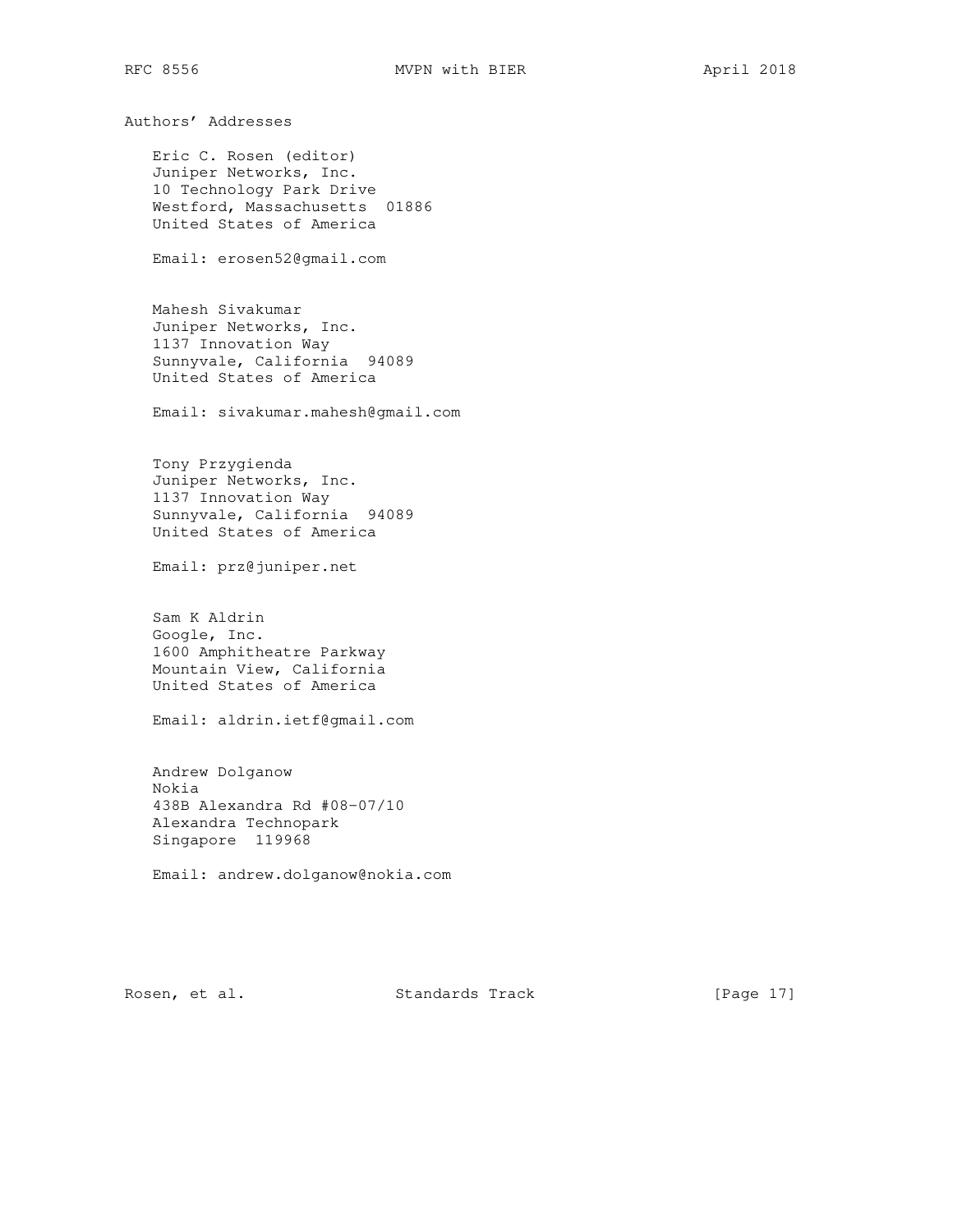## Authors' Addresses

Eric C. Rosen (editor)
Juniper Networks, Inc.
10 Technology Park Drive
Westford, Massachusetts 01886
United States of America

Email: erosen52@gmail.com

Mahesh Sivakumar
Juniper Networks, Inc.
1137 Innovation Way
Sunnyvale, California 94089
United States of America

Email: sivakumar.mahesh@gmail.com

Tony Przygienda
Juniper Networks, Inc.
1137 Innovation Way
Sunnyvale, California 94089
United States of America

Email: prz@juniper.net

Sam K Aldrin
Google, Inc.
1600 Amphitheatre Parkway
Mountain View, California
United States of America

Email: aldrin.ietf@gmail.com

Andrew Dolganow
Nokia
438B Alexandra Rd #08-07/10
Alexandra Technopark
Singapore 119968

Email: andrew.dolganow@nokia.com